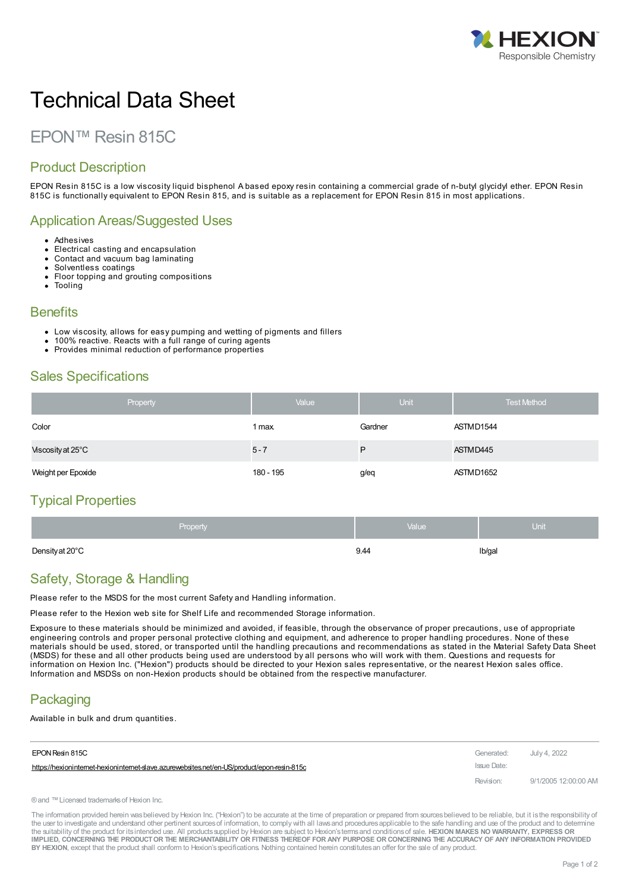HEXION
Responsible Chemistry

# Technical Data Sheet

## EPON™ Resin 815C

## Product Description

EPON Resin 815C is a low viscosity liquid bisphenol A based epoxy resin containing a commercial grade of n-butyl glycidyl ether. EPON Resin 815C is functionally equivalent to EPON Resin 815, and is suitable as a replacement for EPON Resin 815 in most applications.

## Application Areas/Suggested Uses

- Adhesives
- Electrical casting and encapsulation
- Contact and vacuum bag laminating
- Solventless coatings
- Floor topping and grouting compositions
- Tooling

## Benefits

- Low viscosity, allows for easy pumping and wetting of pigments and fillers
- 100% reactive. Reacts with a full range of curing agents
- Provides minimal reduction of performance properties

## Sales Specifications

| Property | Value | Unit | Test Method |
|---|---|---|---|
| Color | 1 max. | Gardner | ASTM D1544 |
| Viscosity at 25°C | 5 - 7 | P | ASTM D445 |
| Weight per Epoxide | 180 - 195 | g/eq | ASTM D1652 |

## Typical Properties

| Property | Value | Unit |
|---|---|---|
| Density at 20°C | 9.44 | lb/gal |

## Safety, Storage & Handling

Please refer to the MSDS for the most current Safety and Handling information.

Please refer to the Hexion web site for Shelf Life and recommended Storage information.

Exposure to these materials should be minimized and avoided, if feasible, through the observance of proper precautions, use of appropriate engineering controls and proper personal protective clothing and equipment, and adherence to proper handling procedures. None of these materials should be used, stored, or transported until the handling precautions and recommendations as stated in the Material Safety Data Sheet (MSDS) for these and all other products being used are understood by all persons who will work with them. Questions and requests for information on Hexion Inc. ("Hexion") products should be directed to your Hexion sales representative, or the nearest Hexion sales office. Information and MSDSs on non-Hexion products should be obtained from the respective manufacturer.

## Packaging

Available in bulk and drum quantities.

| EPON Resin 815C | Generated: | July 4, 2022 |
|---|---|---|
| https://hexioninternet-hexioninternet-slave.azurewebsites.net/en-US/product/epon-resin-815c | Issue Date: | |
| | Revision: | 9/1/2005 12:00:00 AM |

® and ™ Licensed trademarks of Hexion Inc.

The information provided herein was believed by Hexion Inc. ("Hexion") to be accurate at the time of preparation or prepared from sources believed to be reliable, but it is the responsibility of the user to investigate and understand other pertinent sources of information, to comply with all laws and procedures applicable to the safe handling and use of the product and to determine the suitability of the product for its intended use. All products supplied by Hexion are subject to Hexion's terms and conditions of sale. **HEXION MAKES NO WARRANTY, EXPRESS OR IMPLIED, CONCERNING THE PRODUCT OR THE MERCHANTABILITY OR FITNESS THEREOF FOR ANY PURPOSE OR CONCERNING THE ACCURACY OF ANY INFORMATION PROVIDED BY HEXION**, except that the product shall conform to Hexion's specifications. Nothing contained herein constitutes an offer for the sale of any product.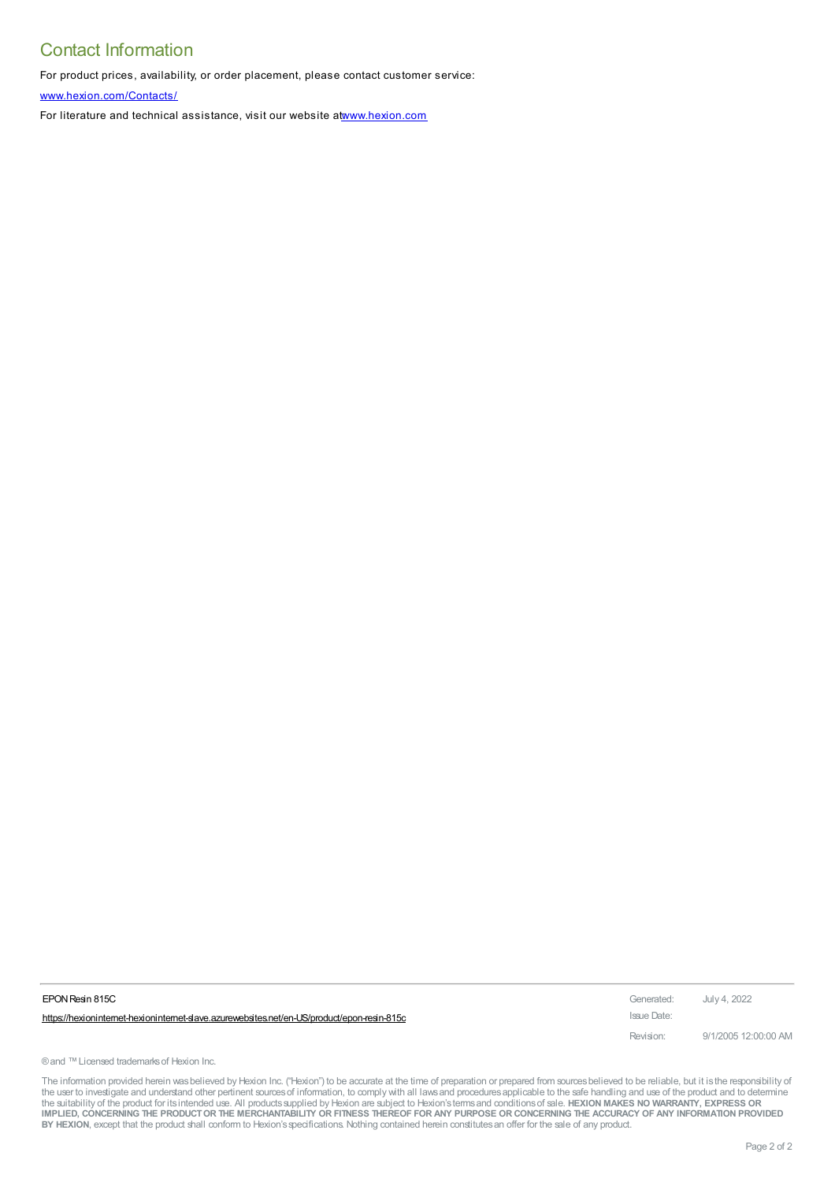## Contact Information

For product prices, availability, or order placement, please contact customer service:

www.hexion.com/Contacts/

For literature and technical assistance, visit our website at www.hexion.com

EPON Resin 815C

https://hexioninternet-hexioninternet-slave.azurewebsites.net/en-US/product/epon-resin-815c

Generated: July 4, 2022

Issue Date:

Revision: 9/1/2005 12:00:00 AM

® and ™ Licensed trademarks of Hexion Inc.

The information provided herein was believed by Hexion Inc. ("Hexion") to be accurate at the time of preparation or prepared from sources believed to be reliable, but it is the responsibility of the user to investigate and understand other pertinent sources of information, to comply with all laws and procedures applicable to the safe handling and use of the product and to determine the suitability of the product for its intended use. All products supplied by Hexion are subject to Hexion's terms and conditions of sale. **HEXION MAKES NO WARRANTY, EXPRESS OR IMPLIED, CONCERNING THE PRODUCT OR THE MERCHANTABILITY OR FITNESS THEREOF FOR ANY PURPOSE OR CONCERNING THE ACCURACY OF ANY INFORMATION PROVIDED BY HEXION**, except that the product shall conform to Hexion's specifications. Nothing contained herein constitutes an offer for the sale of any product.